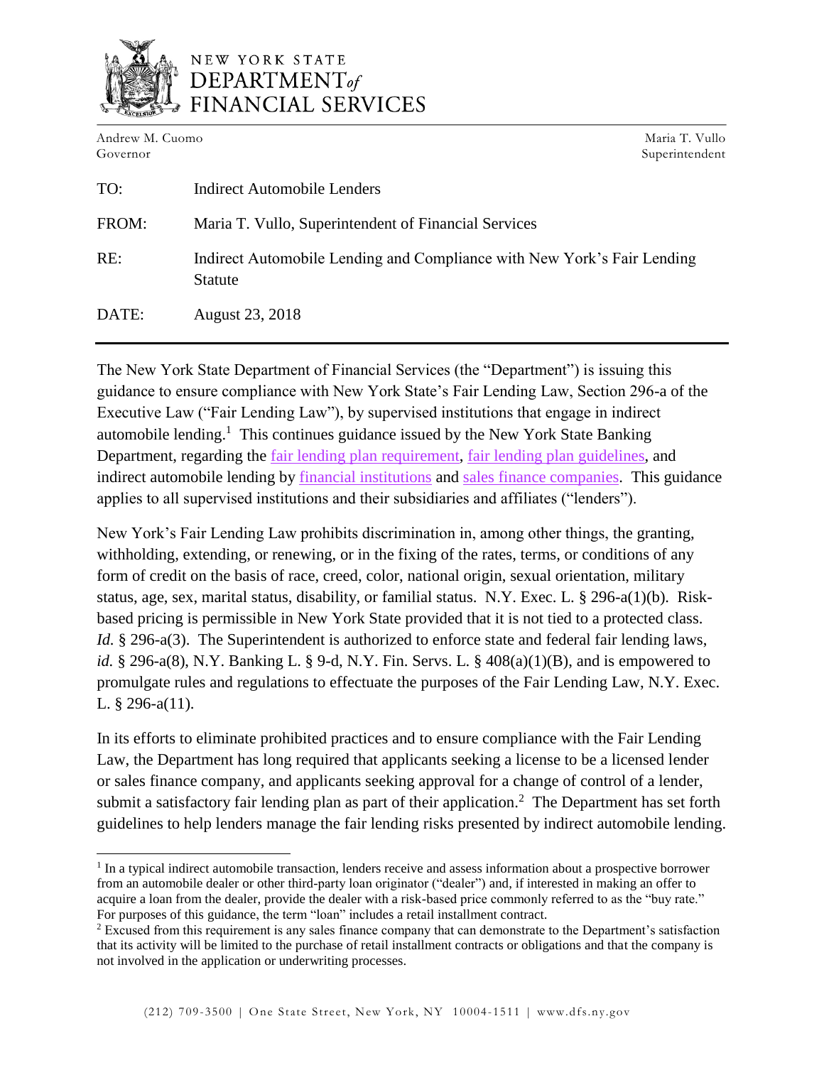NEW YORK STATE
DEPARTMENT *of*
FINANCIAL SERVICES

Andrew M. Cuomo
Governor

Maria T. Vullo
Superintendent

| | |
|---|---|
| TO: | Indirect Automobile Lenders |
| FROM: | Maria T. Vullo, Superintendent of Financial Services |
| RE: | Indirect Automobile Lending and Compliance with New York's Fair Lending Statute |
| DATE: | August 23, 2018 |

---

The New York State Department of Financial Services (the "Department") is issuing this guidance to ensure compliance with New York State's Fair Lending Law, Section 296-a of the Executive Law ("Fair Lending Law"), by supervised institutions that engage in indirect automobile lending.[1] This continues guidance issued by the New York State Banking Department, regarding the fair lending plan requirement, fair lending plan guidelines, and indirect automobile lending by financial institutions and sales finance companies. This guidance applies to all supervised institutions and their subsidiaries and affiliates ("lenders").

New York's Fair Lending Law prohibits discrimination in, among other things, the granting, withholding, extending, or renewing, or in the fixing of the rates, terms, or conditions of any form of credit on the basis of race, creed, color, national origin, sexual orientation, military status, age, sex, marital status, disability, or familial status. N.Y. Exec. L. § 296-a(1)(b). Risk-based pricing is permissible in New York State provided that it is not tied to a protected class. *Id.* § 296-a(3). The Superintendent is authorized to enforce state and federal fair lending laws, *id.* § 296-a(8), N.Y. Banking L. § 9-d, N.Y. Fin. Servs. L. § 408(a)(1)(B), and is empowered to promulgate rules and regulations to effectuate the purposes of the Fair Lending Law, N.Y. Exec. L. § 296-a(11).

In its efforts to eliminate prohibited practices and to ensure compliance with the Fair Lending Law, the Department has long required that applicants seeking a license to be a licensed lender or sales finance company, and applicants seeking approval for a change of control of a lender, submit a satisfactory fair lending plan as part of their application.[2] The Department has set forth guidelines to help lenders manage the fair lending risks presented by indirect automobile lending.

---

[1] In a typical indirect automobile transaction, lenders receive and assess information about a prospective borrower from an automobile dealer or other third-party loan originator ("dealer") and, if interested in making an offer to acquire a loan from the dealer, provide the dealer with a risk-based price commonly referred to as the "buy rate." For purposes of this guidance, the term "loan" includes a retail installment contract.

[2] Excused from this requirement is any sales finance company that can demonstrate to the Department's satisfaction that its activity will be limited to the purchase of retail installment contracts or obligations and that the company is not involved in the application or underwriting processes.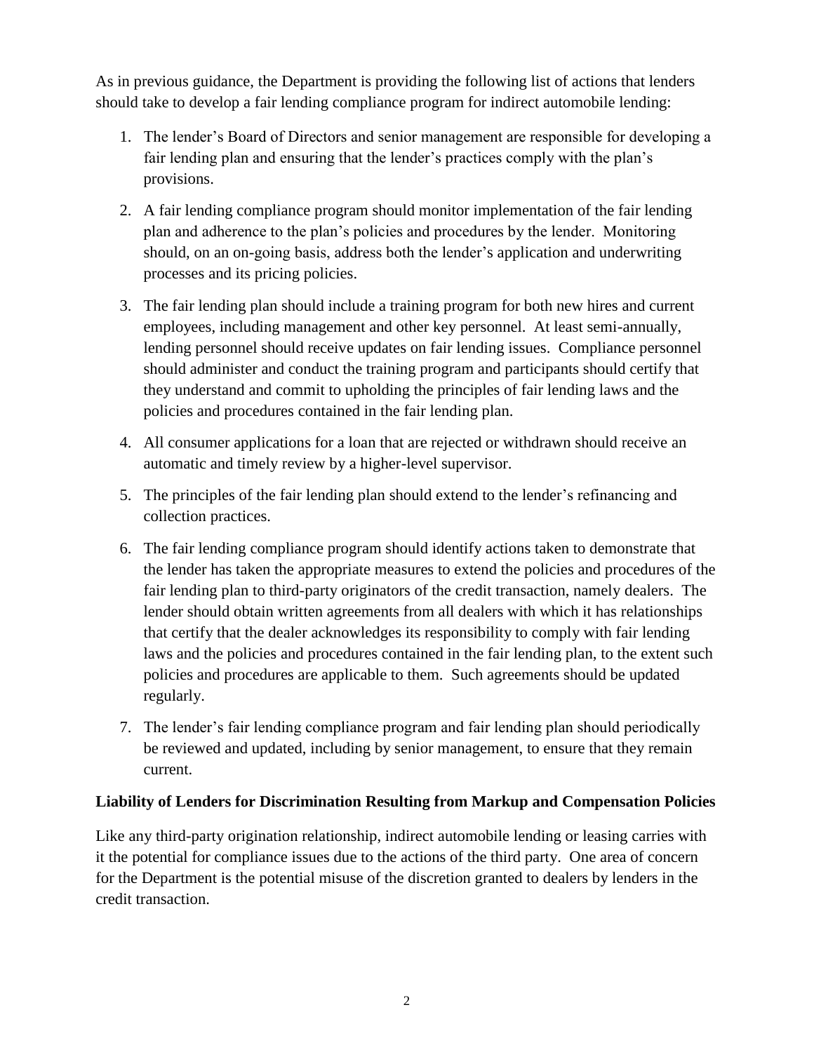As in previous guidance, the Department is providing the following list of actions that lenders should take to develop a fair lending compliance program for indirect automobile lending:

1. The lender's Board of Directors and senior management are responsible for developing a fair lending plan and ensuring that the lender's practices comply with the plan's provisions.
2. A fair lending compliance program should monitor implementation of the fair lending plan and adherence to the plan's policies and procedures by the lender. Monitoring should, on an on-going basis, address both the lender's application and underwriting processes and its pricing policies.
3. The fair lending plan should include a training program for both new hires and current employees, including management and other key personnel. At least semi-annually, lending personnel should receive updates on fair lending issues. Compliance personnel should administer and conduct the training program and participants should certify that they understand and commit to upholding the principles of fair lending laws and the policies and procedures contained in the fair lending plan.
4. All consumer applications for a loan that are rejected or withdrawn should receive an automatic and timely review by a higher-level supervisor.
5. The principles of the fair lending plan should extend to the lender's refinancing and collection practices.
6. The fair lending compliance program should identify actions taken to demonstrate that the lender has taken the appropriate measures to extend the policies and procedures of the fair lending plan to third-party originators of the credit transaction, namely dealers. The lender should obtain written agreements from all dealers with which it has relationships that certify that the dealer acknowledges its responsibility to comply with fair lending laws and the policies and procedures contained in the fair lending plan, to the extent such policies and procedures are applicable to them. Such agreements should be updated regularly.
7. The lender's fair lending compliance program and fair lending plan should periodically be reviewed and updated, including by senior management, to ensure that they remain current.

**Liability of Lenders for Discrimination Resulting from Markup and Compensation Policies**

Like any third-party origination relationship, indirect automobile lending or leasing carries with it the potential for compliance issues due to the actions of the third party. One area of concern for the Department is the potential misuse of the discretion granted to dealers by lenders in the credit transaction.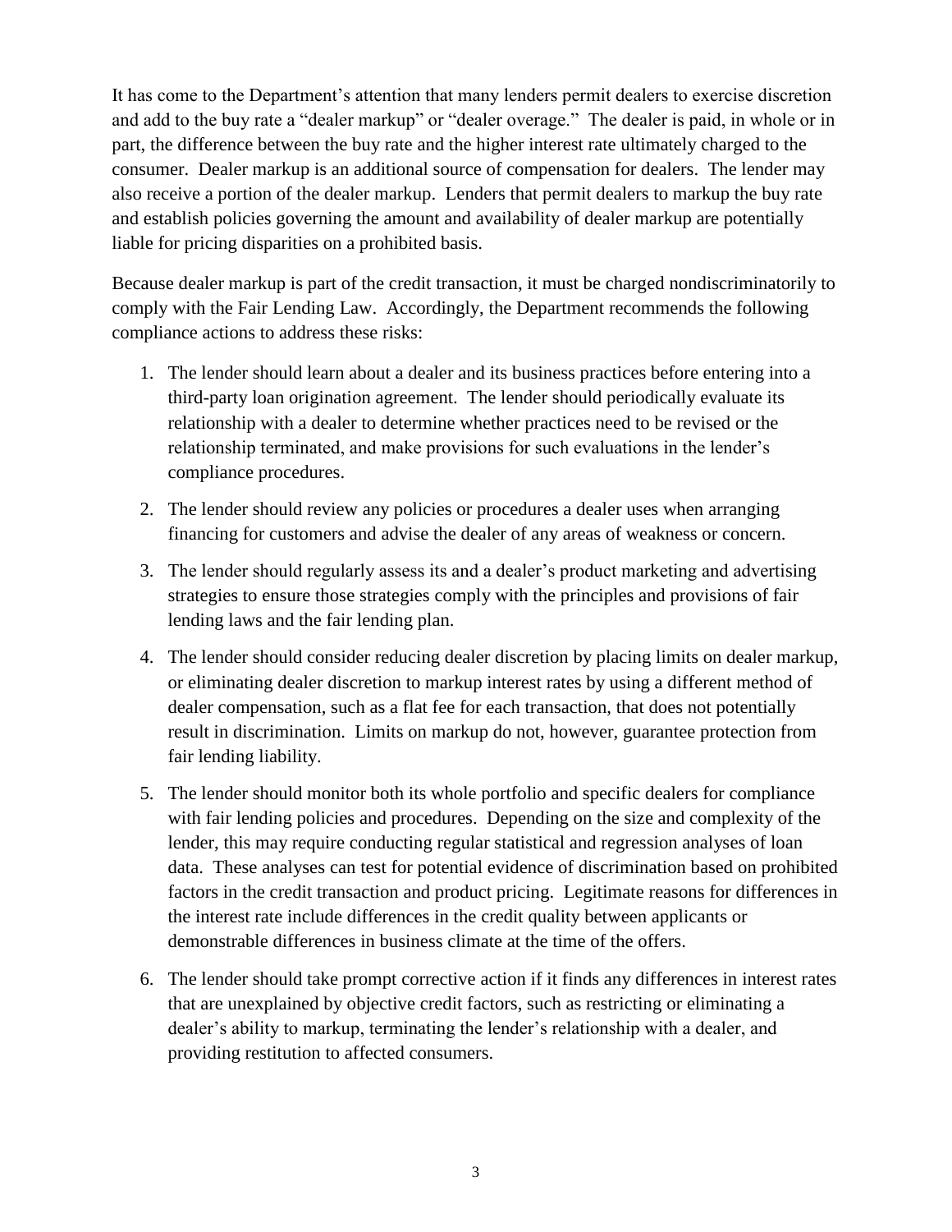It has come to the Department's attention that many lenders permit dealers to exercise discretion and add to the buy rate a "dealer markup" or "dealer overage." The dealer is paid, in whole or in part, the difference between the buy rate and the higher interest rate ultimately charged to the consumer. Dealer markup is an additional source of compensation for dealers. The lender may also receive a portion of the dealer markup. Lenders that permit dealers to markup the buy rate and establish policies governing the amount and availability of dealer markup are potentially liable for pricing disparities on a prohibited basis.

Because dealer markup is part of the credit transaction, it must be charged nondiscriminatorily to comply with the Fair Lending Law. Accordingly, the Department recommends the following compliance actions to address these risks:

1. The lender should learn about a dealer and its business practices before entering into a third-party loan origination agreement. The lender should periodically evaluate its relationship with a dealer to determine whether practices need to be revised or the relationship terminated, and make provisions for such evaluations in the lender's compliance procedures.

2. The lender should review any policies or procedures a dealer uses when arranging financing for customers and advise the dealer of any areas of weakness or concern.

3. The lender should regularly assess its and a dealer's product marketing and advertising strategies to ensure those strategies comply with the principles and provisions of fair lending laws and the fair lending plan.

4. The lender should consider reducing dealer discretion by placing limits on dealer markup, or eliminating dealer discretion to markup interest rates by using a different method of dealer compensation, such as a flat fee for each transaction, that does not potentially result in discrimination. Limits on markup do not, however, guarantee protection from fair lending liability.

5. The lender should monitor both its whole portfolio and specific dealers for compliance with fair lending policies and procedures. Depending on the size and complexity of the lender, this may require conducting regular statistical and regression analyses of loan data. These analyses can test for potential evidence of discrimination based on prohibited factors in the credit transaction and product pricing. Legitimate reasons for differences in the interest rate include differences in the credit quality between applicants or demonstrable differences in business climate at the time of the offers.

6. The lender should take prompt corrective action if it finds any differences in interest rates that are unexplained by objective credit factors, such as restricting or eliminating a dealer's ability to markup, terminating the lender's relationship with a dealer, and providing restitution to affected consumers.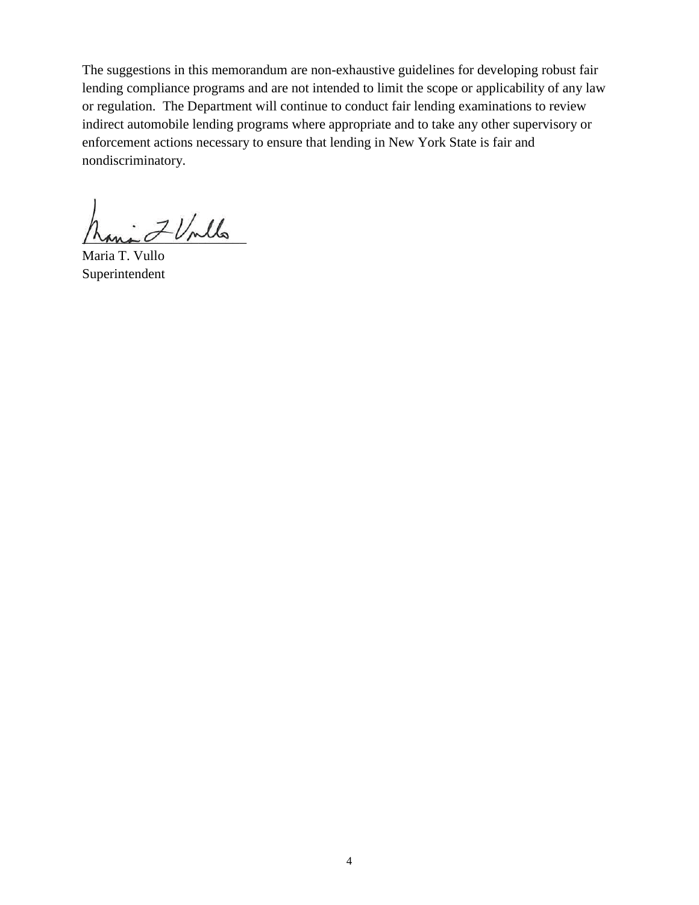The suggestions in this memorandum are non-exhaustive guidelines for developing robust fair lending compliance programs and are not intended to limit the scope or applicability of any law or regulation.  The Department will continue to conduct fair lending examinations to review indirect automobile lending programs where appropriate and to take any other supervisory or enforcement actions necessary to ensure that lending in New York State is fair and nondiscriminatory.

Maria T. Vullo
Superintendent